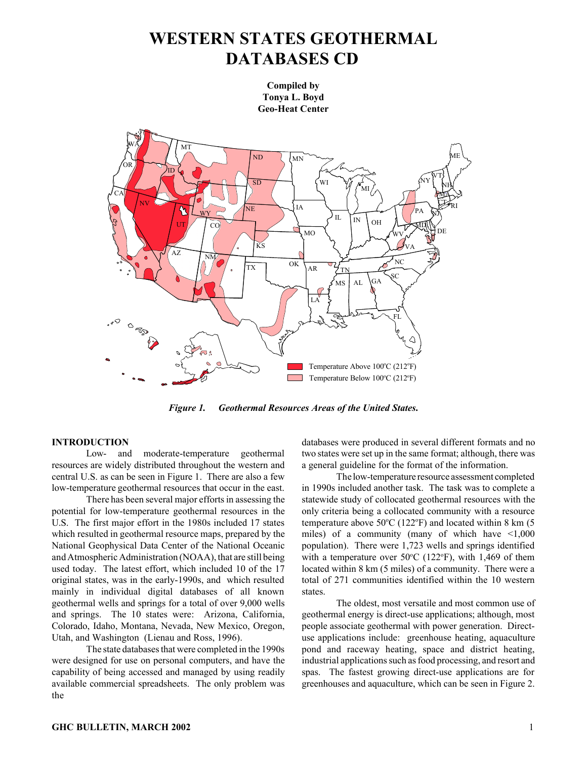# WESTERN STATES GEOTHERMAL DATABASES CD

**Compiled by**
**Tonya L. Boyd**
**Geo-Heat Center**

*Figure 1. Geothermal Resources Areas of the United States.*

## INTRODUCTION

Low- and moderate-temperature geothermal resources are widely distributed throughout the western and central U.S. as can be seen in Figure 1. There are also a few low-temperature geothermal resources that occur in the east.

There has been several major efforts in assessing the potential for low-temperature geothermal resources in the U.S. The first major effort in the 1980s included 17 states which resulted in geothermal resource maps, prepared by the National Geophysical Data Center of the National Oceanic and Atmospheric Administration (NOAA), that are still being used today. The latest effort, which included 10 of the 17 original states, was in the early-1990s, and which resulted mainly in individual digital databases of all known geothermal wells and springs for a total of over 9,000 wells and springs. The 10 states were: Arizona, California, Colorado, Idaho, Montana, Nevada, New Mexico, Oregon, Utah, and Washington (Lienau and Ross, 1996).

The state databases that were completed in the 1990s were designed for use on personal computers, and have the capability of being accessed and managed by using readily available commercial spreadsheets. The only problem was the databases were produced in several different formats and no two states were set up in the same format; although, there was a general guideline for the format of the information.

The low-temperature resource assessment completed in 1990s included another task. The task was to complete a statewide study of collocated geothermal resources with the only criteria being a collocated community with a resource temperature above 50°C (122°F) and located within 8 km (5 miles) of a community (many of which have <1,000 population). There were 1,723 wells and springs identified with a temperature over 50°C (122°F), with 1,469 of them located within 8 km (5 miles) of a community. There were a total of 271 communities identified within the 10 western states.

The oldest, most versatile and most common use of geothermal energy is direct-use applications; although, most people associate geothermal with power generation. Direct-use applications include: greenhouse heating, aquaculture pond and raceway heating, space and district heating, industrial applications such as food processing, and resort and spas. The fastest growing direct-use applications are for greenhouses and aquaculture, which can be seen in Figure 2.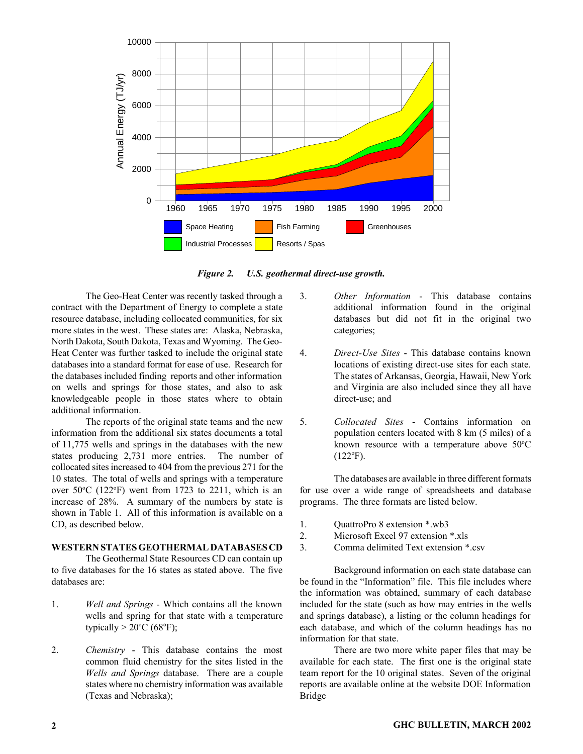*Figure 2. U.S. geothermal direct-use growth.*

The Geo-Heat Center was recently tasked through a contract with the Department of Energy to complete a state resource database, including collocated communities, for six more states in the west. These states are: Alaska, Nebraska, North Dakota, South Dakota, Texas and Wyoming. The Geo-Heat Center was further tasked to include the original state databases into a standard format for ease of use. Research for the databases included finding reports and other information on wells and springs for those states, and also to ask knowledgeable people in those states where to obtain additional information.

The reports of the original state teams and the new information from the additional six states documents a total of 11,775 wells and springs in the databases with the new states producing 2,731 more entries. The number of collocated sites increased to 404 from the previous 271 for the 10 states. The total of wells and springs with a temperature over 50°C (122°F) went from 1723 to 2211, which is an increase of 28%. A summary of the numbers by state is shown in Table 1. All of this information is available on a CD, as described below.

## WESTERN STATES GEOTHERMAL DATABASES CD

The Geothermal State Resources CD can contain up to five databases for the 16 states as stated above. The five databases are:

1. *Well and Springs* - Which contains all the known wells and spring for that state with a temperature typically > 20°C (68°F);

2. *Chemistry* - This database contains the most common fluid chemistry for the sites listed in the *Wells and Springs* database. There are a couple states where no chemistry information was available (Texas and Nebraska);

3. *Other Information* - This database contains additional information found in the original databases but did not fit in the original two categories;

4. *Direct-Use Sites* - This database contains known locations of existing direct-use sites for each state. The states of Arkansas, Georgia, Hawaii, New York and Virginia are also included since they all have direct-use; and

5. *Collocated Sites* - Contains information on population centers located with 8 km (5 miles) of a known resource with a temperature above 50°C (122°F).

The databases are available in three different formats for use over a wide range of spreadsheets and database programs. The three formats are listed below.

1. QuattroPro 8 extension *.wb3
2. Microsoft Excel 97 extension *.xls
3. Comma delimited Text extension *.csv

Background information on each state database can be found in the "Information" file. This file includes where the information was obtained, summary of each database included for the state (such as how may entries in the wells and springs database), a listing or the column headings for each database, and which of the column headings has no information for that state.

There are two more white paper files that may be available for each state. The first one is the original state team report for the 10 original states. Seven of the original reports are available online at the website DOE Information Bridge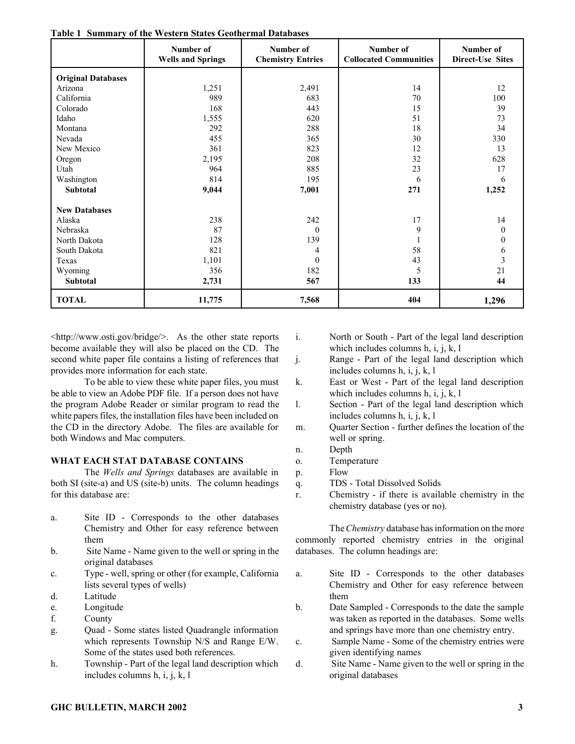**Table 1 Summary of the Western States Geothermal Databases**

| | Number of Wells and Springs | Number of Chemistry Entries | Number of Collocated Communities | Number of Direct-Use Sites |
|---|---|---|---|---|
| **Original Databases** | | | | |
| Arizona | 1,251 | 2,491 | 14 | 12 |
| California | 989 | 683 | 70 | 100 |
| Colorado | 168 | 443 | 15 | 39 |
| Idaho | 1,555 | 620 | 51 | 73 |
| Montana | 292 | 288 | 18 | 34 |
| Nevada | 455 | 365 | 30 | 330 |
| New Mexico | 361 | 823 | 12 | 13 |
| Oregon | 2,195 | 208 | 32 | 628 |
| Utah | 964 | 885 | 23 | 17 |
| Washington | 814 | 195 | 6 | 6 |
| **Subtotal** | **9,044** | **7,001** | **271** | **1,252** |
| **New Databases** | | | | |
| Alaska | 238 | 242 | 17 | 14 |
| Nebraska | 87 | 0 | 9 | 0 |
| North Dakota | 128 | 139 | 1 | 0 |
| South Dakota | 821 | 4 | 58 | 6 |
| Texas | 1,101 | 0 | 43 | 3 |
| Wyoming | 356 | 182 | 5 | 21 |
| **Subtotal** | **2,731** | **567** | **133** | **44** |
| **TOTAL** | **11,775** | **7,568** | **404** | **1,296** |

<http://www.osti.gov/bridge/>. As the other state reports become available they will also be placed on the CD. The second white paper file contains a listing of references that provides more information for each state.

To be able to view these white paper files, you must be able to view an Adobe PDF file. If a person does not have the program Adobe Reader or similar program to read the white papers files, the installation files have been included on the CD in the directory Adobe. The files are available for both Windows and Mac computers.

## WHAT EACH STAT DATABASE CONTAINS

The *Wells and Springs* databases are available in both SI (site-a) and US (site-b) units. The column headings for this database are:

a. Site ID - Corresponds to the other databases Chemistry and Other for easy reference between them
b. Site Name - Name given to the well or spring in the original databases
c. Type - well, spring or other (for example, California lists several types of wells)
d. Latitude
e. Longitude
f. County
g. Quad - Some states listed Quadrangle information which represents Township N/S and Range E/W. Some of the states used both references.
h. Township - Part of the legal land description which includes columns h, i, j, k, l
i. North or South - Part of the legal land description which includes columns h, i, j, k, l
j. Range - Part of the legal land description which includes columns h, i, j, k, l
k. East or West - Part of the legal land description which includes columns h, i, j, k, l
l. Section - Part of the legal land description which includes columns h, i, j, k, l
m. Quarter Section - further defines the location of the well or spring.
n. Depth
o. Temperature
p. Flow
q. TDS - Total Dissolved Solids
r. Chemistry - if there is available chemistry in the chemistry database (yes or no).

The *Chemistry* database has information on the more commonly reported chemistry entries in the original databases. The column headings are:

a. Site ID - Corresponds to the other databases Chemistry and Other for easy reference between them
b. Date Sampled - Corresponds to the date the sample was taken as reported in the databases. Some wells and springs have more than one chemistry entry.
c. Sample Name - Some of the chemistry entries were given identifying names
d. Site Name - Name given to the well or spring in the original databases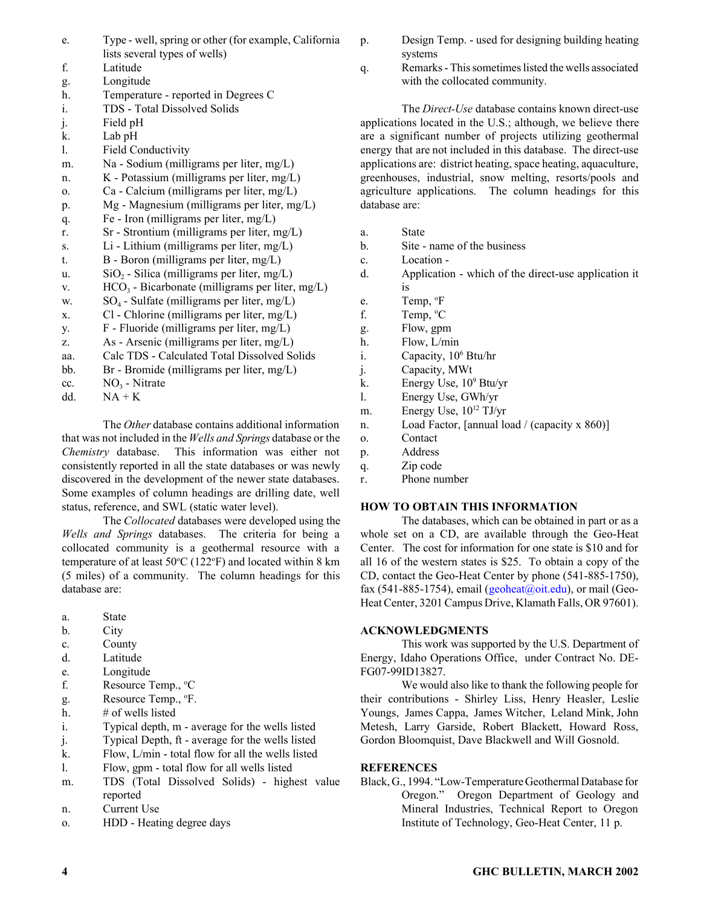e. Type - well, spring or other (for example, California lists several types of wells)
f. Latitude
g. Longitude
h. Temperature - reported in Degrees C
i. TDS - Total Dissolved Solids
j. Field pH
k. Lab pH
l. Field Conductivity
m. Na - Sodium (milligrams per liter, mg/L)
n. K - Potassium (milligrams per liter, mg/L)
o. Ca - Calcium (milligrams per liter, mg/L)
p. Mg - Magnesium (milligrams per liter, mg/L)
q. Fe - Iron (milligrams per liter, mg/L)
r. Sr - Strontium (milligrams per liter, mg/L)
s. Li - Lithium (milligrams per liter, mg/L)
t. B - Boron (milligrams per liter, mg/L)
u. $SiO_2$ - Silica (milligrams per liter, mg/L)
v. $HCO_3$ - Bicarbonate (milligrams per liter, mg/L)
w. $SO_4$ - Sulfate (milligrams per liter, mg/L)
x. Cl - Chlorine (milligrams per liter, mg/L)
y. F - Fluoride (milligrams per liter, mg/L)
z. As - Arsenic (milligrams per liter, mg/L)
aa. Calc TDS - Calculated Total Dissolved Solids
bb. Br - Bromide (milligrams per liter, mg/L)
cc. $NO_3$ - Nitrate
dd. NA + K

The *Other* database contains additional information that was not included in the *Wells and Springs* database or the *Chemistry* database. This information was either not consistently reported in all the state databases or was newly discovered in the development of the newer state databases. Some examples of column headings are drilling date, well status, reference, and SWL (static water level).

The *Collocated* databases were developed using the *Wells and Springs* databases. The criteria for being a collocated community is a geothermal resource with a temperature of at least 50°C (122°F) and located within 8 km (5 miles) of a community. The column headings for this database are:

a. State
b. City
c. County
d. Latitude
e. Longitude
f. Resource Temp., °C
g. Resource Temp., °F.
h. # of wells listed
i. Typical depth, m - average for the wells listed
j. Typical Depth, ft - average for the wells listed
k. Flow, L/min - total flow for all the wells listed
l. Flow, gpm - total flow for all wells listed
m. TDS (Total Dissolved Solids) - highest value reported
n. Current Use
o. HDD - Heating degree days
p. Design Temp. - used for designing building heating systems
q. Remarks - This sometimes listed the wells associated with the collocated community.

The *Direct-Use* database contains known direct-use applications located in the U.S.; although, we believe there are a significant number of projects utilizing geothermal energy that are not included in this database. The direct-use applications are: district heating, space heating, aquaculture, greenhouses, industrial, snow melting, resorts/pools and agriculture applications. The column headings for this database are:

a. State
b. Site - name of the business
c. Location -
d. Application - which of the direct-use application it is
e. Temp, °F
f. Temp, °C
g. Flow, gpm
h. Flow, L/min
i. Capacity, $10^6$ Btu/hr
j. Capacity, MWt
k. Energy Use, $10^9$ Btu/yr
l. Energy Use, GWh/yr
m. Energy Use, $10^{12}$ TJ/yr
n. Load Factor, [annual load / (capacity x 860)]
o. Contact
p. Address
q. Zip code
r. Phone number

## HOW TO OBTAIN THIS INFORMATION

The databases, which can be obtained in part or as a whole set on a CD, are available through the Geo-Heat Center. The cost for information for one state is $10 and for all 16 of the western states is $25. To obtain a copy of the CD, contact the Geo-Heat Center by phone (541-885-1750), fax (541-885-1754), email (geoheat@oit.edu), or mail (Geo-Heat Center, 3201 Campus Drive, Klamath Falls, OR 97601).

## ACKNOWLEDGMENTS

This work was supported by the U.S. Department of Energy, Idaho Operations Office, under Contract No. DE-FG07-99ID13827.

We would also like to thank the following people for their contributions - Shirley Liss, Henry Heasler, Leslie Youngs, James Cappa, James Witcher, Leland Mink, John Metesh, Larry Garside, Robert Blackett, Howard Ross, Gordon Bloomquist, Dave Blackwell and Will Gosnold.

## REFERENCES

Black, G., 1994. "Low-Temperature Geothermal Database for Oregon." Oregon Department of Geology and Mineral Industries, Technical Report to Oregon Institute of Technology, Geo-Heat Center, 11 p.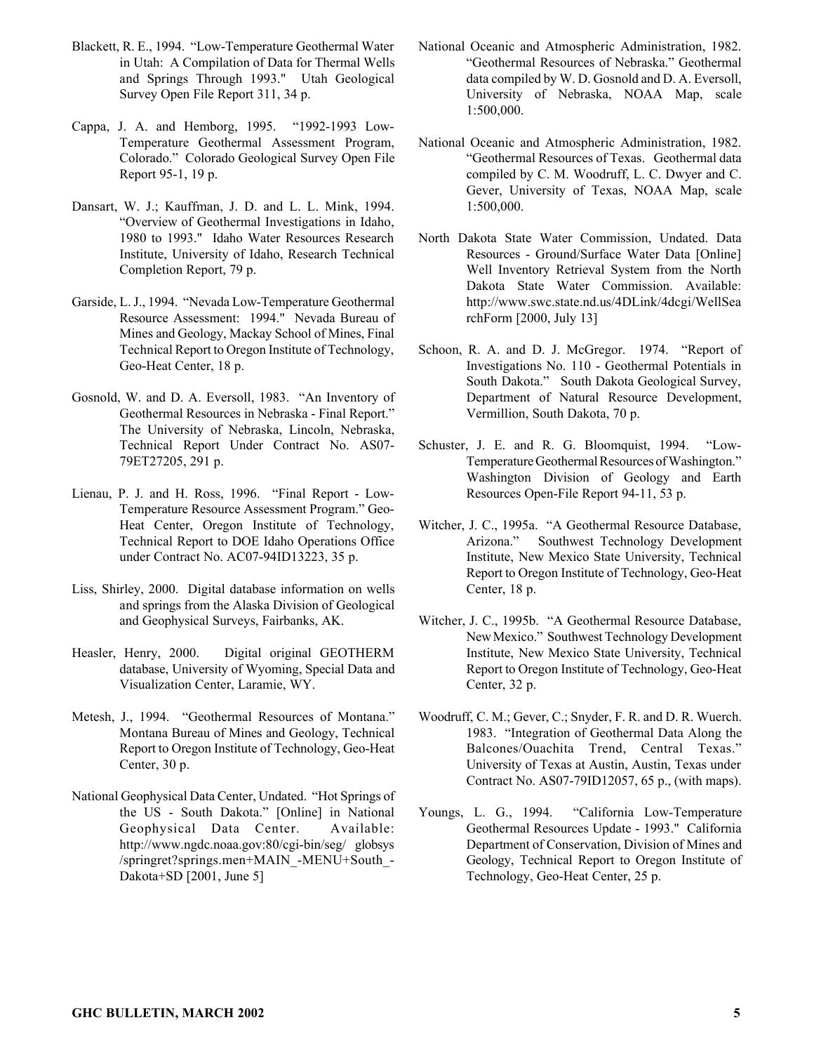Blackett, R. E., 1994. "Low-Temperature Geothermal Water in Utah: A Compilation of Data for Thermal Wells and Springs Through 1993." Utah Geological Survey Open File Report 311, 34 p.

Cappa, J. A. and Hemborg, 1995. "1992-1993 Low-Temperature Geothermal Assessment Program, Colorado." Colorado Geological Survey Open File Report 95-1, 19 p.

Dansart, W. J.; Kauffman, J. D. and L. L. Mink, 1994. "Overview of Geothermal Investigations in Idaho, 1980 to 1993." Idaho Water Resources Research Institute, University of Idaho, Research Technical Completion Report, 79 p.

Garside, L. J., 1994. "Nevada Low-Temperature Geothermal Resource Assessment: 1994." Nevada Bureau of Mines and Geology, Mackay School of Mines, Final Technical Report to Oregon Institute of Technology, Geo-Heat Center, 18 p.

Gosnold, W. and D. A. Eversoll, 1983. "An Inventory of Geothermal Resources in Nebraska - Final Report." The University of Nebraska, Lincoln, Nebraska, Technical Report Under Contract No. AS07-79ET27205, 291 p.

Lienau, P. J. and H. Ross, 1996. "Final Report - Low-Temperature Resource Assessment Program." Geo-Heat Center, Oregon Institute of Technology, Technical Report to DOE Idaho Operations Office under Contract No. AC07-94ID13223, 35 p.

Liss, Shirley, 2000. Digital database information on wells and springs from the Alaska Division of Geological and Geophysical Surveys, Fairbanks, AK.

Heasler, Henry, 2000. Digital original GEOTHERM database, University of Wyoming, Special Data and Visualization Center, Laramie, WY.

Metesh, J., 1994. "Geothermal Resources of Montana." Montana Bureau of Mines and Geology, Technical Report to Oregon Institute of Technology, Geo-Heat Center, 30 p.

National Geophysical Data Center, Undated. "Hot Springs of the US - South Dakota." [Online] in National Geophysical Data Center. Available: http://www.ngdc.noaa.gov:80/cgi-bin/seg/ globsys /springret?springs.men+MAIN_-MENU+South_-Dakota+SD [2001, June 5]

National Oceanic and Atmospheric Administration, 1982. "Geothermal Resources of Nebraska." Geothermal data compiled by W. D. Gosnold and D. A. Eversoll, University of Nebraska, NOAA Map, scale 1:500,000.

National Oceanic and Atmospheric Administration, 1982. "Geothermal Resources of Texas. Geothermal data compiled by C. M. Woodruff, L. C. Dwyer and C. Gever, University of Texas, NOAA Map, scale 1:500,000.

North Dakota State Water Commission, Undated. Data Resources - Ground/Surface Water Data [Online] Well Inventory Retrieval System from the North Dakota State Water Commission. Available: http://www.swc.state.nd.us/4DLink/4dcgi/WellSearchForm [2000, July 13]

Schoon, R. A. and D. J. McGregor. 1974. "Report of Investigations No. 110 - Geothermal Potentials in South Dakota." South Dakota Geological Survey, Department of Natural Resource Development, Vermillion, South Dakota, 70 p.

Schuster, J. E. and R. G. Bloomquist, 1994. "Low-Temperature Geothermal Resources of Washington." Washington Division of Geology and Earth Resources Open-File Report 94-11, 53 p.

Witcher, J. C., 1995a. "A Geothermal Resource Database, Arizona." Southwest Technology Development Institute, New Mexico State University, Technical Report to Oregon Institute of Technology, Geo-Heat Center, 18 p.

Witcher, J. C., 1995b. "A Geothermal Resource Database, New Mexico." Southwest Technology Development Institute, New Mexico State University, Technical Report to Oregon Institute of Technology, Geo-Heat Center, 32 p.

Woodruff, C. M.; Gever, C.; Snyder, F. R. and D. R. Wuerch. 1983. "Integration of Geothermal Data Along the Balcones/Ouachita Trend, Central Texas." University of Texas at Austin, Austin, Texas under Contract No. AS07-79ID12057, 65 p., (with maps).

Youngs, L. G., 1994. "California Low-Temperature Geothermal Resources Update - 1993." California Department of Conservation, Division of Mines and Geology, Technical Report to Oregon Institute of Technology, Geo-Heat Center, 25 p.